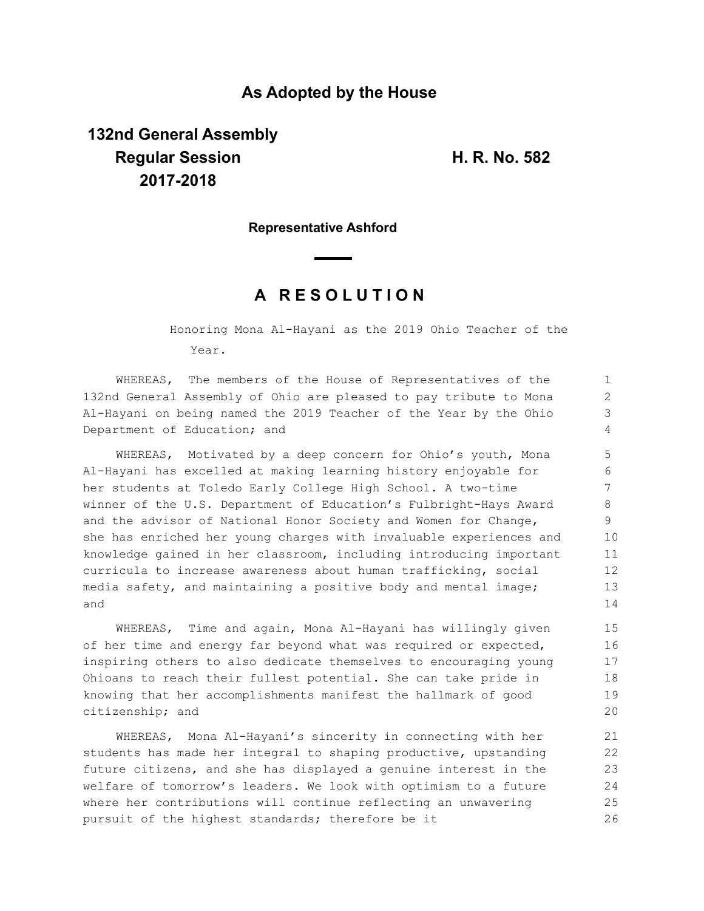## As Adopted by the House

**132nd General Assembly**
**Regular Session**
**2017-2018**

**H. R. No. 582**

**Representative Ashford**

# A R E S O L U T I O N

Honoring Mona Al-Hayani as the 2019 Ohio Teacher of the Year.

WHEREAS, The members of the House of Representatives of the 132nd General Assembly of Ohio are pleased to pay tribute to Mona Al-Hayani on being named the 2019 Teacher of the Year by the Ohio Department of Education; and

WHEREAS, Motivated by a deep concern for Ohio's youth, Mona Al-Hayani has excelled at making learning history enjoyable for her students at Toledo Early College High School. A two-time winner of the U.S. Department of Education's Fulbright-Hays Award and the advisor of National Honor Society and Women for Change, she has enriched her young charges with invaluable experiences and knowledge gained in her classroom, including introducing important curricula to increase awareness about human trafficking, social media safety, and maintaining a positive body and mental image; and

WHEREAS, Time and again, Mona Al-Hayani has willingly given of her time and energy far beyond what was required or expected, inspiring others to also dedicate themselves to encouraging young Ohioans to reach their fullest potential. She can take pride in knowing that her accomplishments manifest the hallmark of good citizenship; and

WHEREAS, Mona Al-Hayani's sincerity in connecting with her students has made her integral to shaping productive, upstanding future citizens, and she has displayed a genuine interest in the welfare of tomorrow's leaders. We look with optimism to a future where her contributions will continue reflecting an unwavering pursuit of the highest standards; therefore be it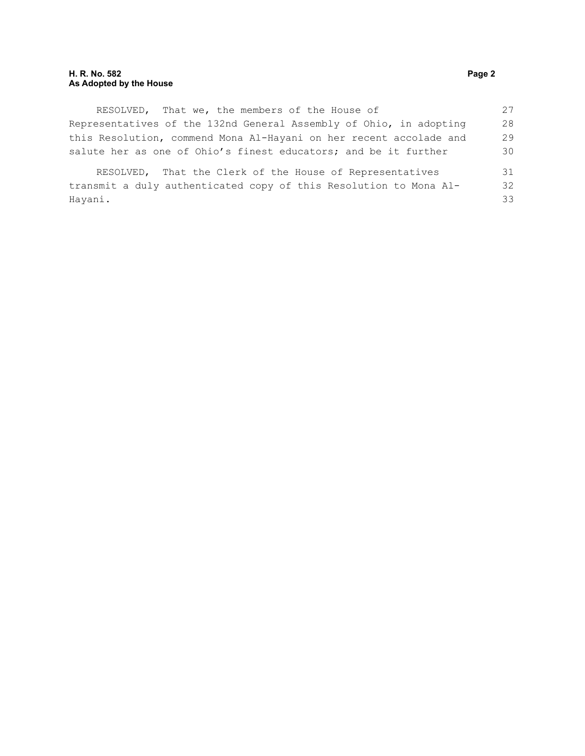RESOLVED, That we, the members of the House of Representatives of the 132nd General Assembly of Ohio, in adopting this Resolution, commend Mona Al-Hayani on her recent accolade and salute her as one of Ohio's finest educators; and be it further

RESOLVED, That the Clerk of the House of Representatives transmit a duly authenticated copy of this Resolution to Mona Al-Hayani.